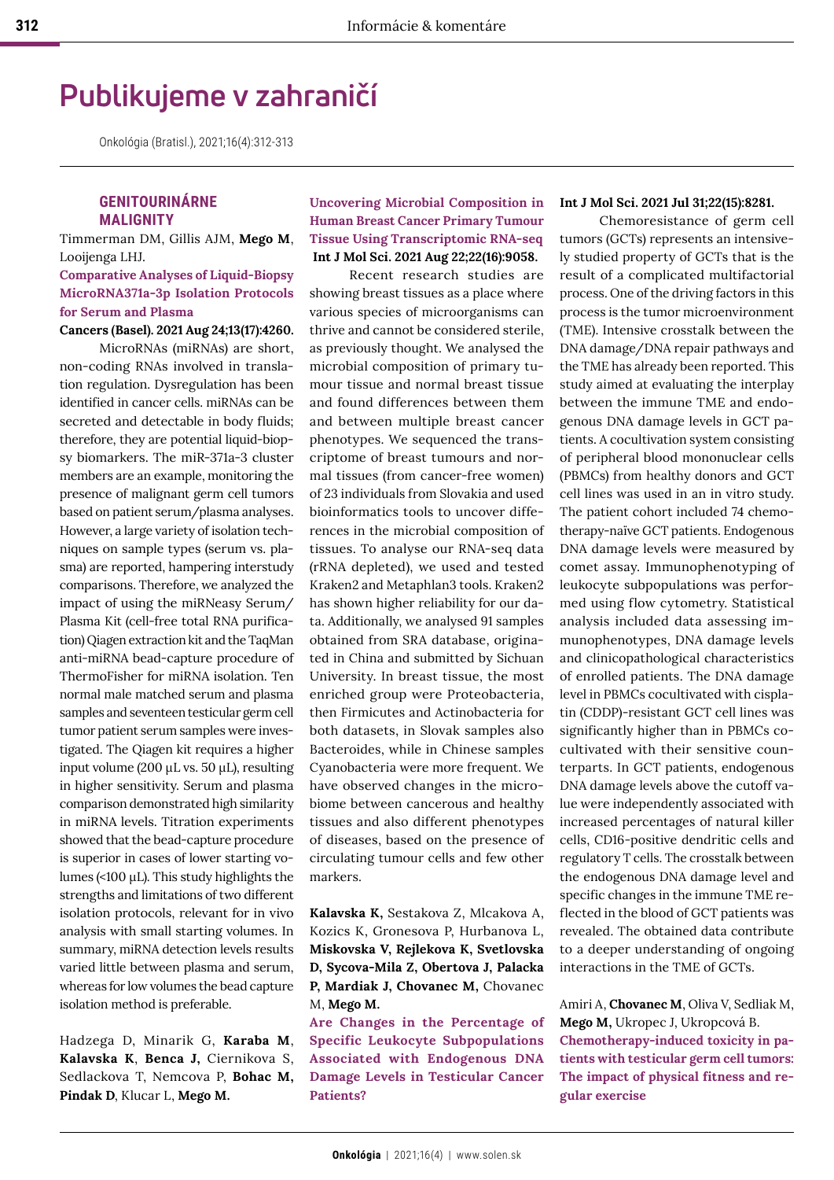# Publikujeme v zahraničí

Onkológia (Bratisl.), 2021;16(4):312-313

## GENITOURINÁRNE MALIGNITY

Timmerman DM, Gillis AJM, **Mego M**, Looijenga LHJ.

**Comparative Analyses of Liquid-Biopsy MicroRNA371a-3p Isolation Protocols for Serum and Plasma**

**Cancers (Basel). 2021 Aug 24;13(17):4260.**

MicroRNAs (miRNAs) are short, non-coding RNAs involved in translation regulation. Dysregulation has been identified in cancer cells. miRNAs can be secreted and detectable in body fluids; therefore, they are potential liquid-biopsy biomarkers. The miR-371a-3 cluster members are an example, monitoring the presence of malignant germ cell tumors based on patient serum/plasma analyses. However, a large variety of isolation techniques on sample types (serum vs. plasma) are reported, hampering interstudy comparisons. Therefore, we analyzed the impact of using the miRNeasy Serum/Plasma Kit (cell-free total RNA purification) Qiagen extraction kit and the TaqMan anti-miRNA bead-capture procedure of ThermoFisher for miRNA isolation. Ten normal male matched serum and plasma samples and seventeen testicular germ cell tumor patient serum samples were investigated. The Qiagen kit requires a higher input volume (200 µL vs. 50 µL), resulting in higher sensitivity. Serum and plasma comparison demonstrated high similarity in miRNA levels. Titration experiments showed that the bead-capture procedure is superior in cases of lower starting volumes (<100 µL). This study highlights the strengths and limitations of two different isolation protocols, relevant for in vivo analysis with small starting volumes. In summary, miRNA detection levels results varied little between plasma and serum, whereas for low volumes the bead capture isolation method is preferable.

Hadzega D, Minarik G, **Karaba M**, **Kalavska K**, **Benca J,** Ciernikova S, Sedlackova T, Nemcova P, **Bohac M, Pindak D**, Klucar L, **Mego M.**

**Uncovering Microbial Composition in Human Breast Cancer Primary Tumour Tissue Using Transcriptomic RNA-seq**

**Int J Mol Sci. 2021 Aug 22;22(16):9058.**

Recent research studies are showing breast tissues as a place where various species of microorganisms can thrive and cannot be considered sterile, as previously thought. We analysed the microbial composition of primary tumour tissue and normal breast tissue and found differences between them and between multiple breast cancer phenotypes. We sequenced the transcriptome of breast tumours and normal tissues (from cancer-free women) of 23 individuals from Slovakia and used bioinformatics tools to uncover differences in the microbial composition of tissues. To analyse our RNA-seq data (rRNA depleted), we used and tested Kraken2 and Metaphlan3 tools. Kraken2 has shown higher reliability for our data. Additionally, we analysed 91 samples obtained from SRA database, originated in China and submitted by Sichuan University. In breast tissue, the most enriched group were Proteobacteria, then Firmicutes and Actinobacteria for both datasets, in Slovak samples also Bacteroides, while in Chinese samples Cyanobacteria were more frequent. We have observed changes in the microbiome between cancerous and healthy tissues and also different phenotypes of diseases, based on the presence of circulating tumour cells and few other markers.

**Kalavska K,** Sestakova Z, Mlcakova A, Kozics K, Gronesova P, Hurbanova L, **Miskovska V, Rejlekova K, Svetlovska D, Sycova-Mila Z, Obertova J, Palacka P, Mardiak J, Chovanec M,** Chovanec M, **Mego M.**

**Are Changes in the Percentage of Specific Leukocyte Subpopulations Associated with Endogenous DNA Damage Levels in Testicular Cancer Patients?**

**Int J Mol Sci. 2021 Jul 31;22(15):8281.**

Chemoresistance of germ cell tumors (GCTs) represents an intensively studied property of GCTs that is the result of a complicated multifactorial process. One of the driving factors in this process is the tumor microenvironment (TME). Intensive crosstalk between the DNA damage/DNA repair pathways and the TME has already been reported. This study aimed at evaluating the interplay between the immune TME and endogenous DNA damage levels in GCT patients. A cocultivation system consisting of peripheral blood mononuclear cells (PBMCs) from healthy donors and GCT cell lines was used in an in vitro study. The patient cohort included 74 chemotherapy-naïve GCT patients. Endogenous DNA damage levels were measured by comet assay. Immunophenotyping of leukocyte subpopulations was performed using flow cytometry. Statistical analysis included data assessing immunophenotypes, DNA damage levels and clinicopathological characteristics of enrolled patients. The DNA damage level in PBMCs cocultivated with cisplatin (CDDP)-resistant GCT cell lines was significantly higher than in PBMCs cocultivated with their sensitive counterparts. In GCT patients, endogenous DNA damage levels above the cutoff value were independently associated with increased percentages of natural killer cells, CD16-positive dendritic cells and regulatory T cells. The crosstalk between the endogenous DNA damage level and specific changes in the immune TME reflected in the blood of GCT patients was revealed. The obtained data contribute to a deeper understanding of ongoing interactions in the TME of GCTs.

Amiri A, **Chovanec M**, Oliva V, Sedliak M, **Mego M,** Ukropec J, Ukropcová B.

**Chemotherapy-induced toxicity in patients with testicular germ cell tumors: The impact of physical fitness and regular exercise**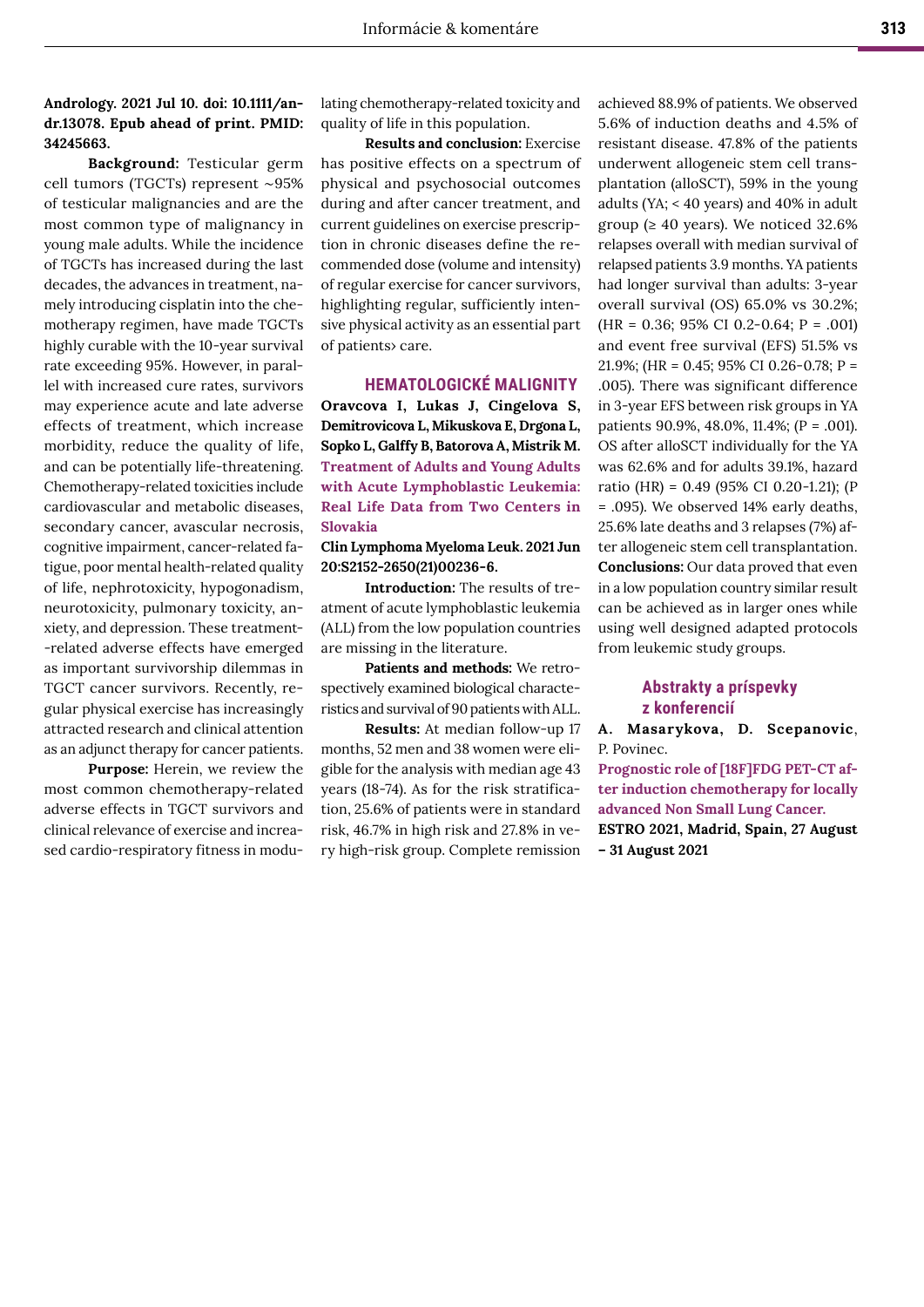**Andrology. 2021 Jul 10. doi: 10.1111/andr.13078. Epub ahead of print. PMID: 34245663.**

**Background:** Testicular germ cell tumors (TGCTs) represent ~95% of testicular malignancies and are the most common type of malignancy in young male adults. While the incidence of TGCTs has increased during the last decades, the advances in treatment, namely introducing cisplatin into the chemotherapy regimen, have made TGCTs highly curable with the 10-year survival rate exceeding 95%. However, in parallel with increased cure rates, survivors may experience acute and late adverse effects of treatment, which increase morbidity, reduce the quality of life, and can be potentially life-threatening. Chemotherapy-related toxicities include cardiovascular and metabolic diseases, secondary cancer, avascular necrosis, cognitive impairment, cancer-related fatigue, poor mental health-related quality of life, nephrotoxicity, hypogonadism, neurotoxicity, pulmonary toxicity, anxiety, and depression. These treatment-related adverse effects have emerged as important survivorship dilemmas in TGCT cancer survivors. Recently, regular physical exercise has increasingly attracted research and clinical attention as an adjunct therapy for cancer patients.

**Purpose:** Herein, we review the most common chemotherapy-related adverse effects in TGCT survivors and clinical relevance of exercise and increased cardio-respiratory fitness in modulating chemotherapy-related toxicity and quality of life in this population.

**Results and conclusion:** Exercise has positive effects on a spectrum of physical and psychosocial outcomes during and after cancer treatment, and current guidelines on exercise prescription in chronic diseases define the recommended dose (volume and intensity) of regular exercise for cancer survivors, highlighting regular, sufficiently intensive physical activity as an essential part of patients› care.

## HEMATOLOGICKÉ MALIGNITY

**Oravcova I, Lukas J, Cingelova S, Demitrovicova L, Mikuskova E, Drgona L, Sopko L, Galffy B, Batorova A, Mistrik M.**

**Treatment of Adults and Young Adults with Acute Lymphoblastic Leukemia: Real Life Data from Two Centers in Slovakia**

**Clin Lymphoma Myeloma Leuk. 2021 Jun 20:S2152-2650(21)00236-6.**

**Introduction:** The results of treatment of acute lymphoblastic leukemia (ALL) from the low population countries are missing in the literature.

**Patients and methods:** We retrospectively examined biological characteristics and survival of 90 patients with ALL.

**Results:** At median follow-up 17 months, 52 men and 38 women were eligible for the analysis with median age 43 years (18-74). As for the risk stratification, 25.6% of patients were in standard risk, 46.7% in high risk and 27.8% in very high-risk group. Complete remission achieved 88.9% of patients. We observed 5.6% of induction deaths and 4.5% of resistant disease. 47.8% of the patients underwent allogeneic stem cell transplantation (alloSCT), 59% in the young adults (YA; < 40 years) and 40% in adult group (≥ 40 years). We noticed 32.6% relapses overall with median survival of relapsed patients 3.9 months. YA patients had longer survival than adults: 3-year overall survival (OS) 65.0% vs 30.2%; (HR = 0.36; 95% CI 0.2-0.64; P = .001) and event free survival (EFS) 51.5% vs 21.9%; (HR = 0.45; 95% CI 0.26-0.78; P = .005). There was significant difference in 3-year EFS between risk groups in YA patients 90.9%, 48.0%, 11.4%; (P = .001). OS after alloSCT individually for the YA was 62.6% and for adults 39.1%, hazard ratio (HR) = 0.49 (95% CI 0.20-1.21); (P = .095). We observed 14% early deaths, 25.6% late deaths and 3 relapses (7%) after allogeneic stem cell transplantation.

**Conclusions:** Our data proved that even in a low population country similar result can be achieved as in larger ones while using well designed adapted protocols from leukemic study groups.

## Abstrakty a príspevky z konferencií

**A. Masarykova, D. Scepanovic**, P. Povinec.

**Prognostic role of [18F]FDG PET-CT after induction chemotherapy for locally advanced Non Small Lung Cancer.**

**ESTRO 2021, Madrid, Spain, 27 August – 31 August 2021**